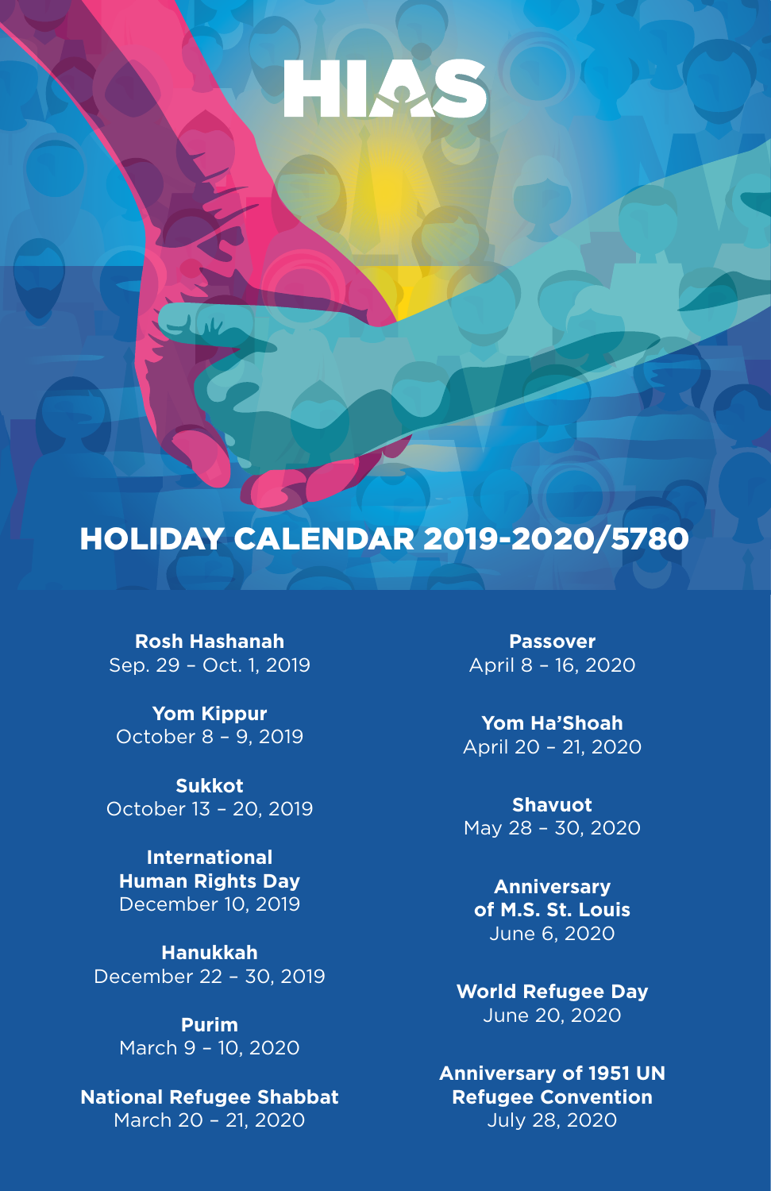# HIAS

## HOLIDAY CALENDAR 2019-2020/5780

**Rosh Hashanah**
Sep. 29 – Oct. 1, 2019

**Yom Kippur**
October 8 – 9, 2019

**Sukkot**
October 13 – 20, 2019

**International Human Rights Day**
December 10, 2019

**Hanukkah**
December 22 – 30, 2019

**Purim**
March 9 – 10, 2020

**National Refugee Shabbat**
March 20 – 21, 2020

**Passover**
April 8 – 16, 2020

**Yom Ha'Shoah**
April 20 – 21, 2020

**Shavuot**
May 28 – 30, 2020

**Anniversary of M.S. St. Louis**
June 6, 2020

**World Refugee Day**
June 20, 2020

**Anniversary of 1951 UN Refugee Convention**
July 28, 2020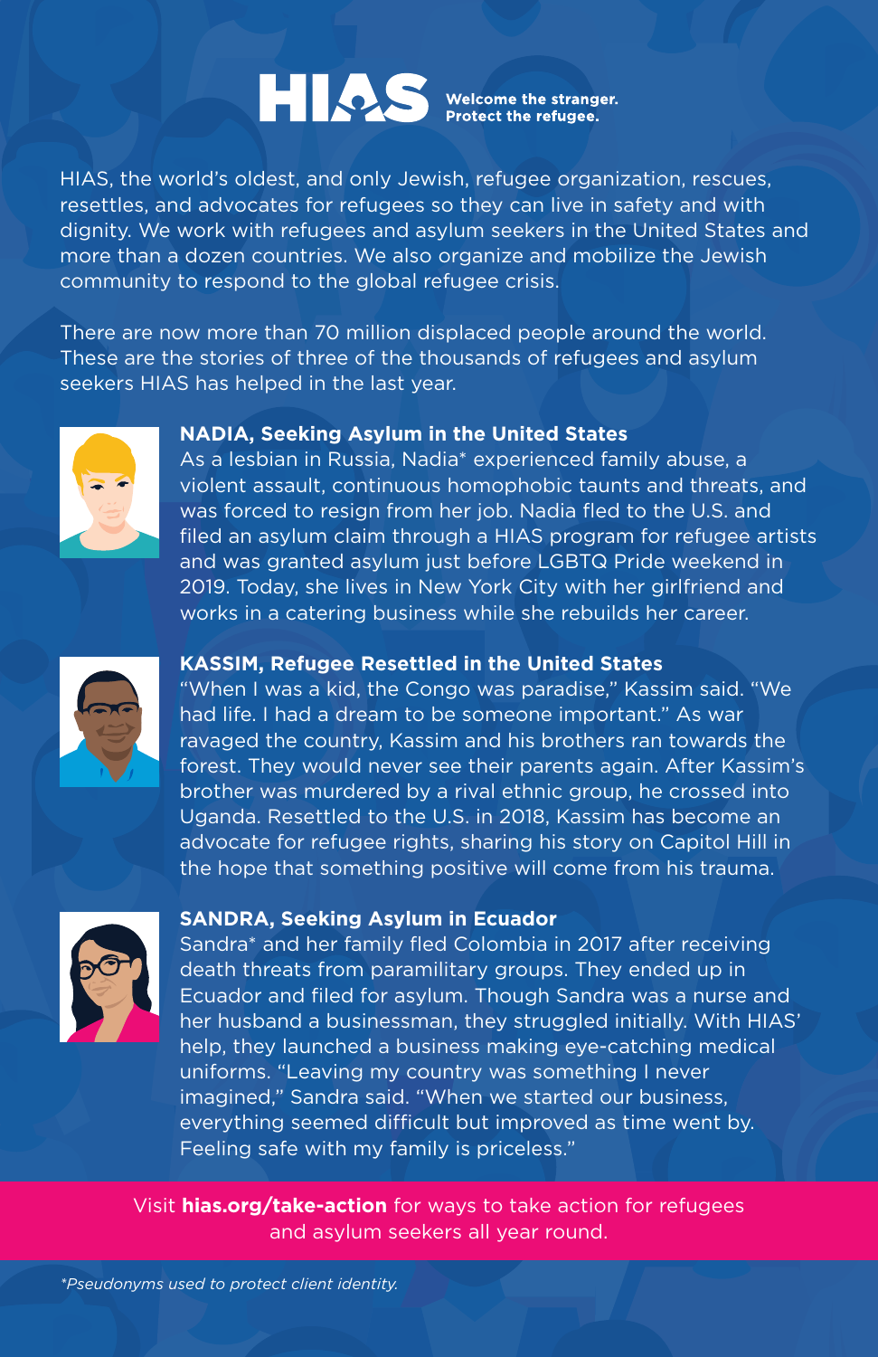# HIAS

**Welcome the stranger.**
**Protect the refugee.**

HIAS, the world's oldest, and only Jewish, refugee organization, rescues, resettles, and advocates for refugees so they can live in safety and with dignity. We work with refugees and asylum seekers in the United States and more than a dozen countries. We also organize and mobilize the Jewish community to respond to the global refugee crisis.

There are now more than 70 million displaced people around the world. These are the stories of three of the thousands of refugees and asylum seekers HIAS has helped in the last year.

### NADIA, Seeking Asylum in the United States

As a lesbian in Russia, Nadia* experienced family abuse, a violent assault, continuous homophobic taunts and threats, and was forced to resign from her job. Nadia fled to the U.S. and filed an asylum claim through a HIAS program for refugee artists and was granted asylum just before LGBTQ Pride weekend in 2019. Today, she lives in New York City with her girlfriend and works in a catering business while she rebuilds her career.

### KASSIM, Refugee Resettled in the United States

"When I was a kid, the Congo was paradise," Kassim said. "We had life. I had a dream to be someone important." As war ravaged the country, Kassim and his brothers ran towards the forest. They would never see their parents again. After Kassim's brother was murdered by a rival ethnic group, he crossed into Uganda. Resettled to the U.S. in 2018, Kassim has become an advocate for refugee rights, sharing his story on Capitol Hill in the hope that something positive will come from his trauma.

### SANDRA, Seeking Asylum in Ecuador

Sandra* and her family fled Colombia in 2017 after receiving death threats from paramilitary groups. They ended up in Ecuador and filed for asylum. Though Sandra was a nurse and her husband a businessman, they struggled initially. With HIAS' help, they launched a business making eye-catching medical uniforms. "Leaving my country was something I never imagined," Sandra said. "When we started our business, everything seemed difficult but improved as time went by. Feeling safe with my family is priceless."

Visit **hias.org/take-action** for ways to take action for refugees and asylum seekers all year round.

*\*Pseudonyms used to protect client identity.*